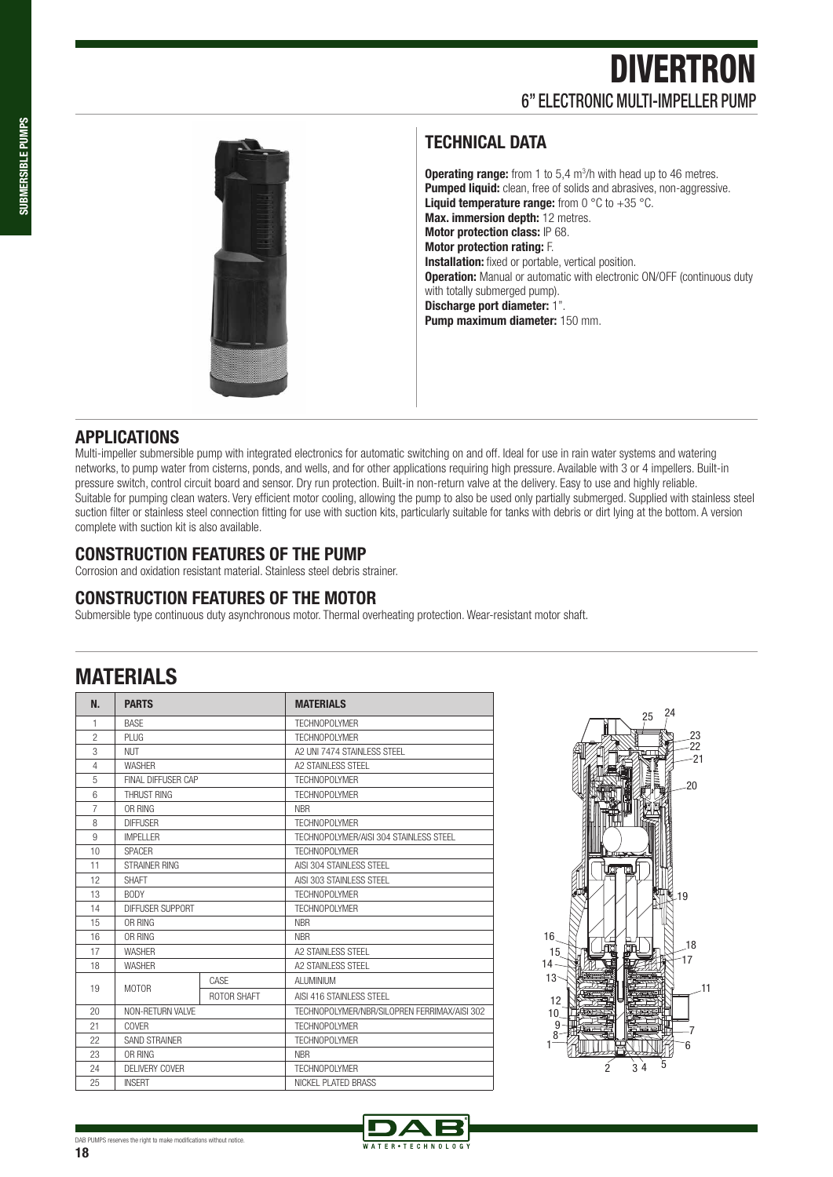# DIVERTRON

## 6" ELECTRONIC MULTI-IMPELLER PUMP

## TECHNICAL DATA

**Operating range:** from 1 to 5,4 $m^3$/h with head up to 46 metres.
**Pumped liquid:** clean, free of solids and abrasives, non-aggressive.
**Liquid temperature range:** from 0 °C to +35 °C.
**Max. immersion depth:** 12 metres.
**Motor protection class:** IP 68.
**Motor protection rating:** F.
**Installation:** fixed or portable, vertical position.
**Operation:** Manual or automatic with electronic ON/OFF (continuous duty with totally submerged pump).
**Discharge port diameter:** 1".
**Pump maximum diameter:** 150 mm.

## APPLICATIONS

Multi-impeller submersible pump with integrated electronics for automatic switching on and off. Ideal for use in rain water systems and watering networks, to pump water from cisterns, ponds, and wells, and for other applications requiring high pressure. Available with 3 or 4 impellers. Built-in pressure switch, control circuit board and sensor. Dry run protection. Built-in non-return valve at the delivery. Easy to use and highly reliable.
Suitable for pumping clean waters. Very efficient motor cooling, allowing the pump to also be used only partially submerged. Supplied with stainless steel suction filter or stainless steel connection fitting for use with suction kits, particularly suitable for tanks with debris or dirt lying at the bottom. A version complete with suction kit is also available.

## CONSTRUCTION FEATURES OF THE PUMP

Corrosion and oxidation resistant material. Stainless steel debris strainer.

## CONSTRUCTION FEATURES OF THE MOTOR

Submersible type continuous duty asynchronous motor. Thermal overheating protection. Wear-resistant motor shaft.

# MATERIALS

| N. | PARTS | | MATERIALS |
|---|---|---|---|
| 1 | BASE | | TECHNOPOLYMER |
| 2 | PLUG | | TECHNOPOLYMER |
| 3 | NUT | | A2 UNI 7474 STAINLESS STEEL |
| 4 | WASHER | | A2 STAINLESS STEEL |
| 5 | FINAL DIFFUSER CAP | | TECHNOPOLYMER |
| 6 | THRUST RING | | TECHNOPOLYMER |
| 7 | OR RING | | NBR |
| 8 | DIFFUSER | | TECHNOPOLYMER |
| 9 | IMPELLER | | TECHNOPOLYMER/AISI 304 STAINLESS STEEL |
| 10 | SPACER | | TECHNOPOLYMER |
| 11 | STRAINER RING | | AISI 304 STAINLESS STEEL |
| 12 | SHAFT | | AISI 303 STAINLESS STEEL |
| 13 | BODY | | TECHNOPOLYMER |
| 14 | DIFFUSER SUPPORT | | TECHNOPOLYMER |
| 15 | OR RING | | NBR |
| 16 | OR RING | | NBR |
| 17 | WASHER | | A2 STAINLESS STEEL |
| 18 | WASHER | | A2 STAINLESS STEEL |
| 19 | MOTOR | CASE | ALUMINIUM |
| | | ROTOR SHAFT | AISI 416 STAINLESS STEEL |
| 20 | NON-RETURN VALVE | | TECHNOPOLYMER/NBR/SILOPREN FERRIMAX/AISI 302 |
| 21 | COVER | | TECHNOPOLYMER |
| 22 | SAND STRAINER | | TECHNOPOLYMER |
| 23 | OR RING | | NBR |
| 24 | DELIVERY COVER | | TECHNOPOLYMER |
| 25 | INSERT | | NICKEL PLATED BRASS |

DAB PUMPS reserves the right to make modifications without notice.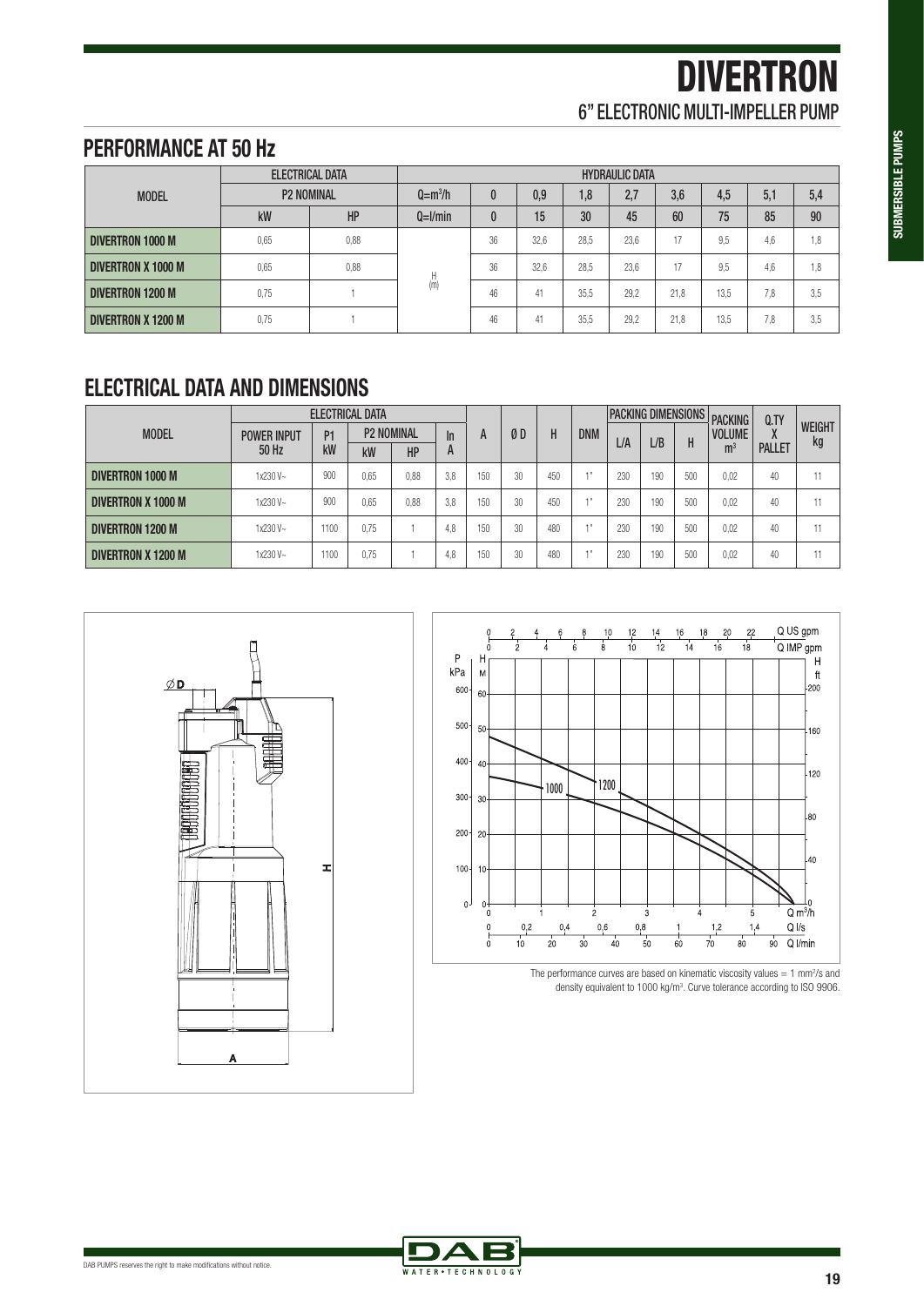# DIVERTRON

6" ELECTRONIC MULTI-IMPELLER PUMP

## PERFORMANCE AT 50 Hz

| MODEL | ELECTRICAL DATA | | HYDRAULIC DATA | | | | | | | | | |
|---|---|---|---|---|---|---|---|---|---|---|---|---|
| | P2 NOMINAL | | $Q=m^3/h$ | 0 | 0,9 | 1,8 | 2,7 | 3,6 | 4,5 | 5,1 | 5,4 |
| | kW | HP | Q=l/min | 0 | 15 | 30 | 45 | 60 | 75 | 85 | 90 |
| DIVERTRON 1000 M | 0,65 | 0,88 | H (m) | 36 | 32,6 | 28,5 | 23,6 | 17 | 9,5 | 4,6 | 1,8 |
| DIVERTRON X 1000 M | 0,65 | 0,88 | | 36 | 32,6 | 28,5 | 23,6 | 17 | 9,5 | 4,6 | 1,8 |
| DIVERTRON 1200 M | 0,75 | 1 | | 46 | 41 | 35,5 | 29,2 | 21,8 | 13,5 | 7,8 | 3,5 |
| DIVERTRON X 1200 M | 0,75 | 1 | | 46 | 41 | 35,5 | 29,2 | 21,8 | 13,5 | 7,8 | 3,5 |

## ELECTRICAL DATA AND DIMENSIONS

| MODEL | ELECTRICAL DATA | | | | | A | Ø D | H | DNM | PACKING DIMENSIONS | | | PACKING VOLUME $m^3$ | Q.TY X PALLET | WEIGHT kg |
|---|---|---|---|---|---|---|---|---|---|---|---|---|---|---|---|
| | POWER INPUT 50 Hz | P1 kW | P2 NOMINAL kW | P2 NOMINAL HP | In A | | | | | L/A | L/B | H | | | |
| DIVERTRON 1000 M | 1x230 V~ | 900 | 0,65 | 0,88 | 3,8 | 150 | 30 | 450 | 1" | 230 | 190 | 500 | 0,02 | 40 | 11 |
| DIVERTRON X 1000 M | 1x230 V~ | 900 | 0,65 | 0,88 | 3,8 | 150 | 30 | 450 | 1" | 230 | 190 | 500 | 0,02 | 40 | 11 |
| DIVERTRON 1200 M | 1x230 V~ | 1100 | 0,75 | 1 | 4,8 | 150 | 30 | 480 | 1" | 230 | 190 | 500 | 0,02 | 40 | 11 |
| DIVERTRON X 1200 M | 1x230 V~ | 1100 | 0,75 | 1 | 4,8 | 150 | 30 | 480 | 1" | 230 | 190 | 500 | 0,02 | 40 | 11 |

ØD
H
A

Q US gpm: 0 2 4 6 8 10 12 14 16 18 20 22
Q IMP gpm: 0 2 4 6 8 10 12 14 16 18
P kPa: 0 100 200 300 400 500 600
H M: 0 10 20 30 40 50 60
H ft: 0 40 80 120 160 200
1000
1200
Q $m^3$/h: 0 1 2 3 4 5
Q l/s: 0 0,2 0,4 0,6 0,8 1 1,2 1,4
Q l/min: 0 10 20 30 40 50 60 70 80 90

The performance curves are based on kinematic viscosity values = 1 $mm^2$/s and density equivalent to 1000 $kg/m^3$. Curve tolerance according to ISO 9906.

DAB PUMPS reserves the right to make modifications without notice.